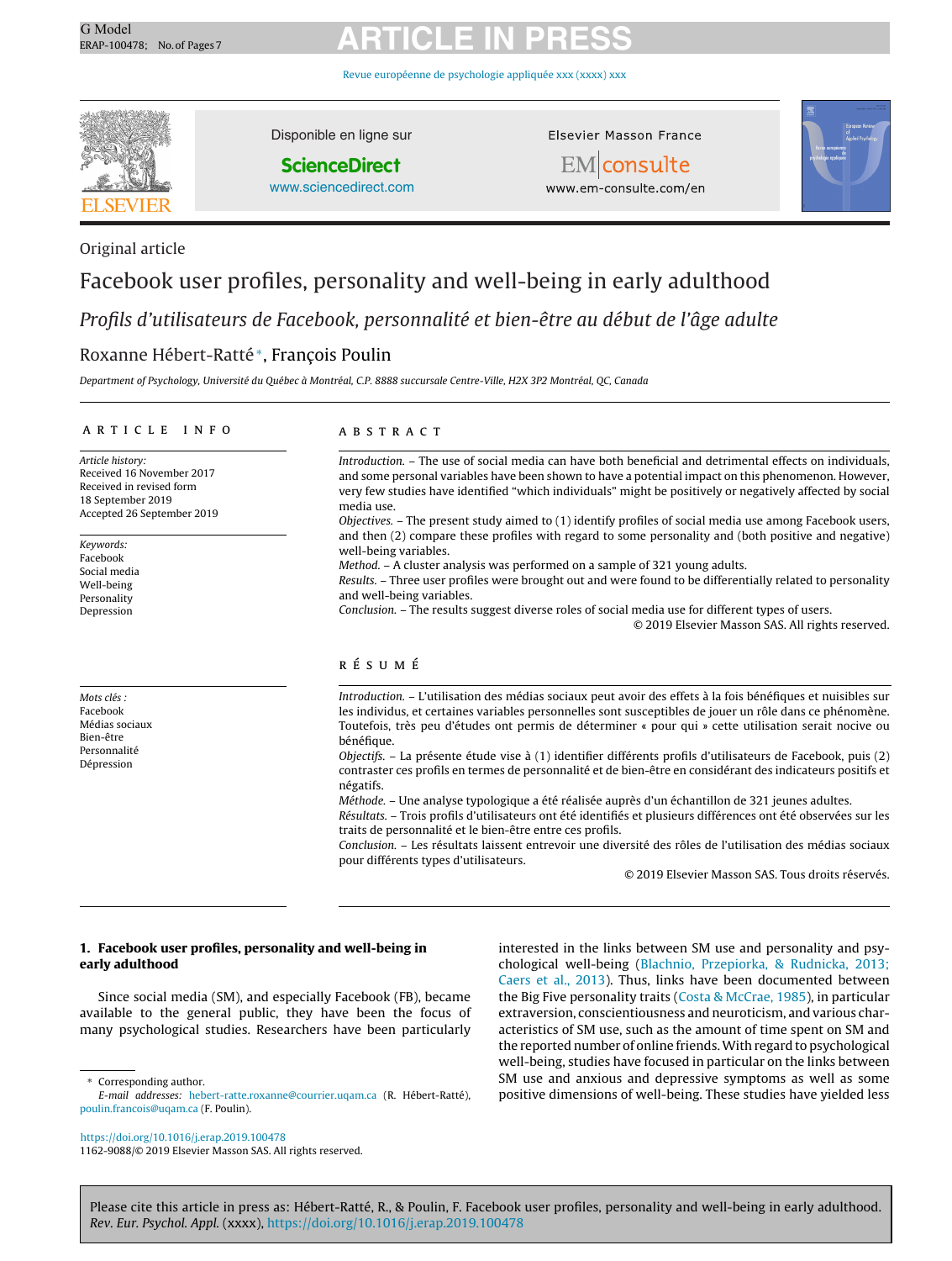Original article

# Facebook user profiles, personality and well-being in early adulthood

## *Profils d'utilisateurs de Facebook, personnalité et bien-être au début de l'âge adulte*

Roxanne Hébert-Ratté*, François Poulin

*Department of Psychology, Université du Québec à Montréal, C.P. 8888 succursale Centre-Ville, H2X 3P2 Montréal, QC, Canada*

### ARTICLE INFO

*Article history:*
Received 16 November 2017
Received in revised form
18 September 2019
Accepted 26 September 2019

*Keywords:*
Facebook
Social media
Well-being
Personality
Depression

### ABSTRACT

*Introduction.* – The use of social media can have both beneficial and detrimental effects on individuals, and some personal variables have been shown to have a potential impact on this phenomenon. However, very few studies have identified "which individuals" might be positively or negatively affected by social media use.

*Objectives.* – The present study aimed to (1) identify profiles of social media use among Facebook users, and then (2) compare these profiles with regard to some personality and (both positive and negative) well-being variables.

*Method.* – A cluster analysis was performed on a sample of 321 young adults.

*Results.* – Three user profiles were brought out and were found to be differentially related to personality and well-being variables.

*Conclusion.* – The results suggest diverse roles of social media use for different types of users.

© 2019 Elsevier Masson SAS. All rights reserved.

*Mots clés :*
Facebook
Médias sociaux
Bien-être
Personnalité
Dépression

### RÉSUMÉ

*Introduction.* – L'utilisation des médias sociaux peut avoir des effets à la fois bénéfiques et nuisibles sur les individus, et certaines variables personnelles sont susceptibles de jouer un rôle dans ce phénomène. Toutefois, très peu d'études ont permis de déterminer « pour qui » cette utilisation serait nocive ou bénéfique.

*Objectifs.* – La présente étude vise à (1) identifier différents profils d'utilisateurs de Facebook, puis (2) contraster ces profils en termes de personnalité et de bien-être en considérant des indicateurs positifs et négatifs.

*Méthode.* – Une analyse typologique a été réalisée auprès d'un échantillon de 321 jeunes adultes.

*Résultats.* – Trois profils d'utilisateurs ont été identifiés et plusieurs différences ont été observées sur les traits de personnalité et le bien-être entre ces profils.

*Conclusion.* – Les résultats laissent entrevoir une diversité des rôles de l'utilisation des médias sociaux pour différents types d'utilisateurs.

© 2019 Elsevier Masson SAS. Tous droits réservés.

## 1. Facebook user profiles, personality and well-being in early adulthood

Since social media (SM), and especially Facebook (FB), became available to the general public, they have been the focus of many psychological studies. Researchers have been particularly interested in the links between SM use and personality and psychological well-being (Blachnio, Przepiorka, & Rudnicka, 2013; Caers et al., 2013). Thus, links have been documented between the Big Five personality traits (Costa & McCrae, 1985), in particular extraversion, conscientiousness and neuroticism, and various characteristics of SM use, such as the amount of time spent on SM and the reported number of online friends. With regard to psychological well-being, studies have focused in particular on the links between SM use and anxious and depressive symptoms as well as some positive dimensions of well-being. These studies have yielded less

* Corresponding author.
*E-mail addresses:* hebert-ratte.roxanne@courrier.uqam.ca (R. Hébert-Ratté), poulin.francois@uqam.ca (F. Poulin).

https://doi.org/10.1016/j.erap.2019.100478
1162-9088/© 2019 Elsevier Masson SAS. All rights reserved.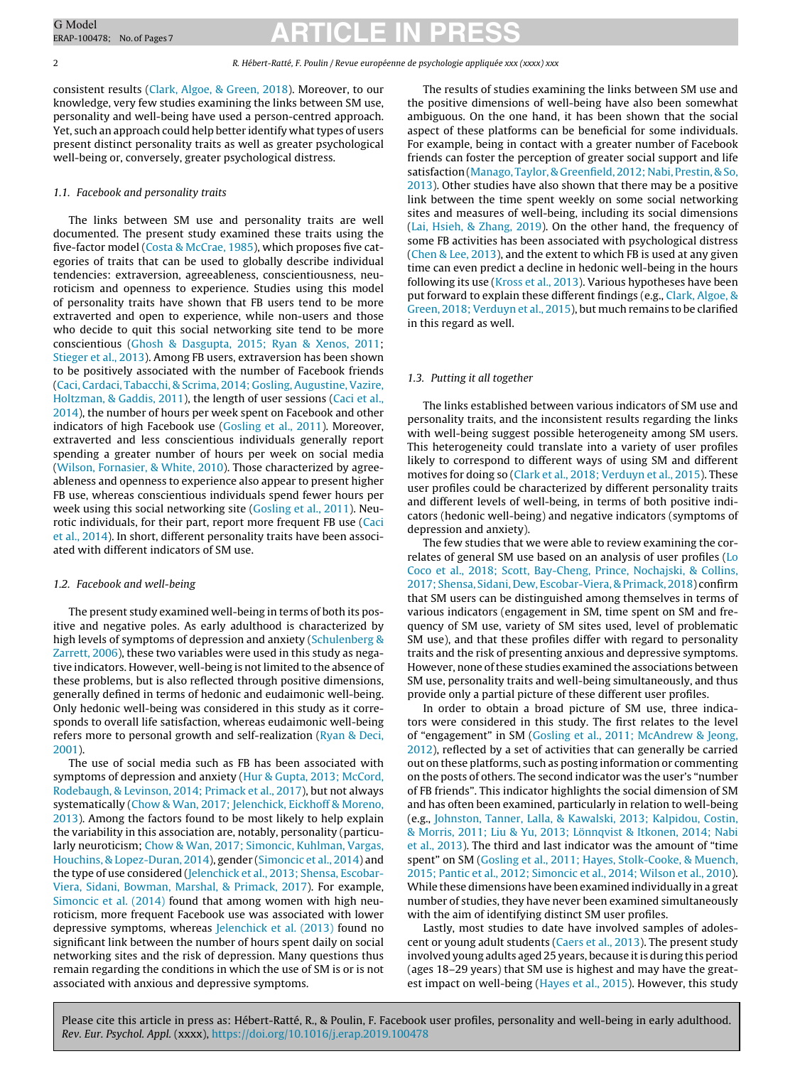consistent results (Clark, Algoe, & Green, 2018). Moreover, to our knowledge, very few studies examining the links between SM use, personality and well-being have used a person-centred approach. Yet, such an approach could help better identify what types of users present distinct personality traits as well as greater psychological well-being or, conversely, greater psychological distress.

### 1.1. Facebook and personality traits

The links between SM use and personality traits are well documented. The present study examined these traits using the five-factor model (Costa & McCrae, 1985), which proposes five categories of traits that can be used to globally describe individual tendencies: extraversion, agreeableness, conscientiousness, neuroticism and openness to experience. Studies using this model of personality traits have shown that FB users tend to be more extraverted and open to experience, while non-users and those who decide to quit this social networking site tend to be more conscientious (Ghosh & Dasgupta, 2015; Ryan & Xenos, 2011; Stieger et al., 2013). Among FB users, extraversion has been shown to be positively associated with the number of Facebook friends (Caci, Cardaci, Tabacchi, & Scrima, 2014; Gosling, Augustine, Vazire, Holtzman, & Gaddis, 2011), the length of user sessions (Caci et al., 2014), the number of hours per week spent on Facebook and other indicators of high Facebook use (Gosling et al., 2011). Moreover, extraverted and less conscientious individuals generally report spending a greater number of hours per week on social media (Wilson, Fornasier, & White, 2010). Those characterized by agreeableness and openness to experience also appear to present higher FB use, whereas conscientious individuals spend fewer hours per week using this social networking site (Gosling et al., 2011). Neurotic individuals, for their part, report more frequent FB use (Caci et al., 2014). In short, different personality traits have been associated with different indicators of SM use.

### 1.2. Facebook and well-being

The present study examined well-being in terms of both its positive and negative poles. As early adulthood is characterized by high levels of symptoms of depression and anxiety (Schulenberg & Zarrett, 2006), these two variables were used in this study as negative indicators. However, well-being is not limited to the absence of these problems, but is also reflected through positive dimensions, generally defined in terms of hedonic and eudaimonic well-being. Only hedonic well-being was considered in this study as it corresponds to overall life satisfaction, whereas eudaimonic well-being refers more to personal growth and self-realization (Ryan & Deci, 2001).

The use of social media such as FB has been associated with symptoms of depression and anxiety (Hur & Gupta, 2013; McCord, Rodebaugh, & Levinson, 2014; Primack et al., 2017), but not always systematically (Chow & Wan, 2017; Jelenchick, Eickhoff & Moreno, 2013). Among the factors found to be most likely to help explain the variability in this association are, notably, personality (particularly neuroticism; Chow & Wan, 2017; Simoncic, Kuhlman, Vargas, Houchins, & Lopez-Duran, 2014), gender (Simoncic et al., 2014) and the type of use considered (Jelenchick et al., 2013; Shensa, Escobar-Viera, Sidani, Bowman, Marshal, & Primack, 2017). For example, Simoncic et al. (2014) found that among women with high neuroticism, more frequent Facebook use was associated with lower depressive symptoms, whereas Jelenchick et al. (2013) found no significant link between the number of hours spent daily on social networking sites and the risk of depression. Many questions thus remain regarding the conditions in which the use of SM is or is not associated with anxious and depressive symptoms.

The results of studies examining the links between SM use and the positive dimensions of well-being have also been somewhat ambiguous. On the one hand, it has been shown that the social aspect of these platforms can be beneficial for some individuals. For example, being in contact with a greater number of Facebook friends can foster the perception of greater social support and life satisfaction (Manago, Taylor, & Greenfield, 2012; Nabi, Prestin, & So, 2013). Other studies have also shown that there may be a positive link between the time spent weekly on some social networking sites and measures of well-being, including its social dimensions (Lai, Hsieh, & Zhang, 2019). On the other hand, the frequency of some FB activities has been associated with psychological distress (Chen & Lee, 2013), and the extent to which FB is used at any given time can even predict a decline in hedonic well-being in the hours following its use (Kross et al., 2013). Various hypotheses have been put forward to explain these different findings (e.g., Clark, Algoe, & Green, 2018; Verduyn et al., 2015), but much remains to be clarified in this regard as well.

### 1.3. Putting it all together

The links established between various indicators of SM use and personality traits, and the inconsistent results regarding the links with well-being suggest possible heterogeneity among SM users. This heterogeneity could translate into a variety of user profiles likely to correspond to different ways of using SM and different motives for doing so (Clark et al., 2018; Verduyn et al., 2015). These user profiles could be characterized by different personality traits and different levels of well-being, in terms of both positive indicators (hedonic well-being) and negative indicators (symptoms of depression and anxiety).

The few studies that we were able to review examining the correlates of general SM use based on an analysis of user profiles (Lo Coco et al., 2018; Scott, Bay-Cheng, Prince, Nochajski, & Collins, 2017; Shensa, Sidani, Dew, Escobar-Viera, & Primack, 2018) confirm that SM users can be distinguished among themselves in terms of various indicators (engagement in SM, time spent on SM and frequency of SM use, variety of SM sites used, level of problematic SM use), and that these profiles differ with regard to personality traits and the risk of presenting anxious and depressive symptoms. However, none of these studies examined the associations between SM use, personality traits and well-being simultaneously, and thus provide only a partial picture of these different user profiles.

In order to obtain a broad picture of SM use, three indicators were considered in this study. The first relates to the level of "engagement" in SM (Gosling et al., 2011; McAndrew & Jeong, 2012), reflected by a set of activities that can generally be carried out on these platforms, such as posting information or commenting on the posts of others. The second indicator was the user's "number of FB friends". This indicator highlights the social dimension of SM and has often been examined, particularly in relation to well-being (e.g., Johnston, Tanner, Lalla, & Kawalski, 2013; Kalpidou, Costin, & Morris, 2011; Liu & Yu, 2013; Lönnqvist & Itkonen, 2014; Nabi et al., 2013). The third and last indicator was the amount of "time spent" on SM (Gosling et al., 2011; Hayes, Stolk-Cooke, & Muench, 2015; Pantic et al., 2012; Simoncic et al., 2014; Wilson et al., 2010). While these dimensions have been examined individually in a great number of studies, they have never been examined simultaneously with the aim of identifying distinct SM user profiles.

Lastly, most studies to date have involved samples of adolescent or young adult students (Caers et al., 2013). The present study involved young adults aged 25 years, because it is during this period (ages 18–29 years) that SM use is highest and may have the greatest impact on well-being (Hayes et al., 2015). However, this study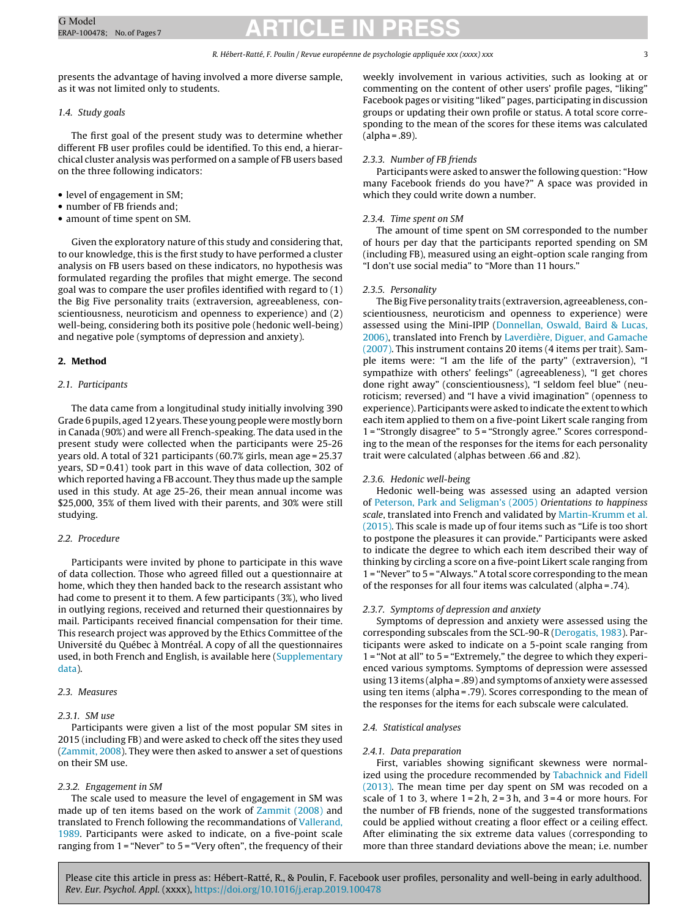presents the advantage of having involved a more diverse sample, as it was not limited only to students.

### 1.4. Study goals

The first goal of the present study was to determine whether different FB user profiles could be identified. To this end, a hierarchical cluster analysis was performed on a sample of FB users based on the three following indicators:

- level of engagement in SM;
- number of FB friends and;
- amount of time spent on SM.

Given the exploratory nature of this study and considering that, to our knowledge, this is the first study to have performed a cluster analysis on FB users based on these indicators, no hypothesis was formulated regarding the profiles that might emerge. The second goal was to compare the user profiles identified with regard to (1) the Big Five personality traits (extraversion, agreeableness, conscientiousness, neuroticism and openness to experience) and (2) well-being, considering both its positive pole (hedonic well-being) and negative pole (symptoms of depression and anxiety).

## 2. Method

### 2.1. Participants

The data came from a longitudinal study initially involving 390 Grade 6 pupils, aged 12 years. These young people were mostly born in Canada (90%) and were all French-speaking. The data used in the present study were collected when the participants were 25-26 years old. A total of 321 participants (60.7% girls, mean age = 25.37 years, SD = 0.41) took part in this wave of data collection, 302 of which reported having a FB account. They thus made up the sample used in this study. At age 25-26, their mean annual income was $25,000, 35% of them lived with their parents, and 30% were still studying.

### 2.2. Procedure

Participants were invited by phone to participate in this wave of data collection. Those who agreed filled out a questionnaire at home, which they then handed back to the research assistant who had come to present it to them. A few participants (3%), who lived in outlying regions, received and returned their questionnaires by mail. Participants received financial compensation for their time. This research project was approved by the Ethics Committee of the Université du Québec à Montréal. A copy of all the questionnaires used, in both French and English, is available here (Supplementary data).

### 2.3. Measures

#### 2.3.1. SM use

Participants were given a list of the most popular SM sites in 2015 (including FB) and were asked to check off the sites they used (Zammit, 2008). They were then asked to answer a set of questions on their SM use.

#### 2.3.2. Engagement in SM

The scale used to measure the level of engagement in SM was made up of ten items based on the work of Zammit (2008) and translated to French following the recommandations of Vallerand, 1989. Participants were asked to indicate, on a five-point scale ranging from 1 = "Never" to 5 = "Very often", the frequency of their weekly involvement in various activities, such as looking at or commenting on the content of other users' profile pages, "liking" Facebook pages or visiting "liked" pages, participating in discussion groups or updating their own profile or status. A total score corresponding to the mean of the scores for these items was calculated (alpha = .89).

#### 2.3.3. Number of FB friends

Participants were asked to answer the following question: "How many Facebook friends do you have?" A space was provided in which they could write down a number.

#### 2.3.4. Time spent on SM

The amount of time spent on SM corresponded to the number of hours per day that the participants reported spending on SM (including FB), measured using an eight-option scale ranging from "I don't use social media" to "More than 11 hours."

#### 2.3.5. Personality

The Big Five personality traits (extraversion, agreeableness, conscientiousness, neuroticism and openness to experience) were assessed using the Mini-IPIP (Donnellan, Oswald, Baird & Lucas, 2006), translated into French by Laverdière, Diguer, and Gamache (2007). This instrument contains 20 items (4 items per trait). Sample items were: "I am the life of the party" (extraversion), "I sympathize with others' feelings" (agreeableness), "I get chores done right away" (conscientiousness), "I seldom feel blue" (neuroticism; reversed) and "I have a vivid imagination" (openness to experience). Participants were asked to indicate the extent to which each item applied to them on a five-point Likert scale ranging from 1 = "Strongly disagree" to 5 = "Strongly agree." Scores corresponding to the mean of the responses for the items for each personality trait were calculated (alphas between .66 and .82).

#### 2.3.6. Hedonic well-being

Hedonic well-being was assessed using an adapted version of Peterson, Park and Seligman's (2005) *Orientations to happiness scale*, translated into French and validated by Martin-Krumm et al. (2015). This scale is made up of four items such as "Life is too short to postpone the pleasures it can provide." Participants were asked to indicate the degree to which each item described their way of thinking by circling a score on a five-point Likert scale ranging from 1 = "Never" to 5 = "Always." A total score corresponding to the mean of the responses for all four items was calculated (alpha = .74).

#### 2.3.7. Symptoms of depression and anxiety

Symptoms of depression and anxiety were assessed using the corresponding subscales from the SCL-90-R (Derogatis, 1983). Participants were asked to indicate on a 5-point scale ranging from 1 = "Not at all" to 5 = "Extremely," the degree to which they experienced various symptoms. Symptoms of depression were assessed using 13 items (alpha = .89) and symptoms of anxiety were assessed using ten items (alpha = .79). Scores corresponding to the mean of the responses for the items for each subscale were calculated.

### 2.4. Statistical analyses

#### 2.4.1. Data preparation

First, variables showing significant skewness were normalized using the procedure recommended by Tabachnick and Fidell (2013). The mean time per day spent on SM was recoded on a scale of 1 to 3, where 1 = 2 h, 2 = 3 h, and 3 = 4 or more hours. For the number of FB friends, none of the suggested transformations could be applied without creating a floor effect or a ceiling effect. After eliminating the six extreme data values (corresponding to more than three standard deviations above the mean; i.e. number

Please cite this article in press as: Hébert-Ratté, R., & Poulin, F. Facebook user profiles, personality and well-being in early adulthood. *Rev. Eur. Psychol. Appl.* (xxxx), https://doi.org/10.1016/j.erap.2019.100478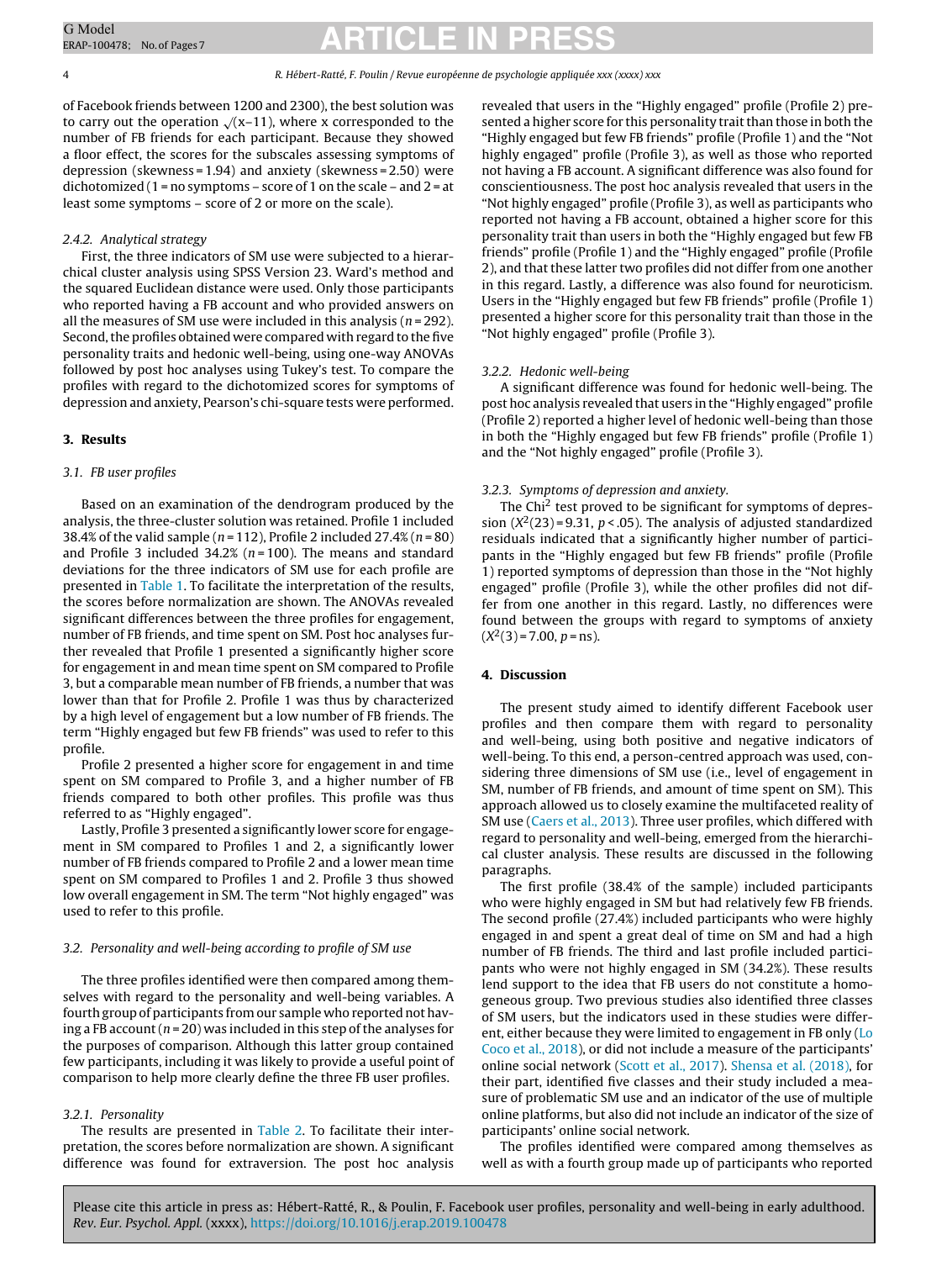of Facebook friends between 1200 and 2300), the best solution was to carry out the operation $\sqrt{(x-11)}$, where x corresponded to the number of FB friends for each participant. Because they showed a floor effect, the scores for the subscales assessing symptoms of depression (skewness = 1.94) and anxiety (skewness = 2.50) were dichotomized (1 = no symptoms – score of 1 on the scale – and 2 = at least some symptoms – score of 2 or more on the scale).

#### 2.4.2. Analytical strategy

First, the three indicators of SM use were subjected to a hierarchical cluster analysis using SPSS Version 23. Ward's method and the squared Euclidean distance were used. Only those participants who reported having a FB account and who provided answers on all the measures of SM use were included in this analysis ($n = 292$). Second, the profiles obtained were compared with regard to the five personality traits and hedonic well-being, using one-way ANOVAs followed by post hoc analyses using Tukey's test. To compare the profiles with regard to the dichotomized scores for symptoms of depression and anxiety, Pearson's chi-square tests were performed.

## 3. Results

### 3.1. FB user profiles

Based on an examination of the dendrogram produced by the analysis, the three-cluster solution was retained. Profile 1 included 38.4% of the valid sample ($n = 112$), Profile 2 included 27.4% ($n = 80$) and Profile 3 included 34.2% ($n = 100$). The means and standard deviations for the three indicators of SM use for each profile are presented in Table 1. To facilitate the interpretation of the results, the scores before normalization are shown. The ANOVAs revealed significant differences between the three profiles for engagement, number of FB friends, and time spent on SM. Post hoc analyses further revealed that Profile 1 presented a significantly higher score for engagement in and mean time spent on SM compared to Profile 3, but a comparable mean number of FB friends, a number that was lower than that for Profile 2. Profile 1 was thus by characterized by a high level of engagement but a low number of FB friends. The term "Highly engaged but few FB friends" was used to refer to this profile.

Profile 2 presented a higher score for engagement in and time spent on SM compared to Profile 3, and a higher number of FB friends compared to both other profiles. This profile was thus referred to as "Highly engaged".

Lastly, Profile 3 presented a significantly lower score for engagement in SM compared to Profiles 1 and 2, a significantly lower number of FB friends compared to Profile 2 and a lower mean time spent on SM compared to Profiles 1 and 2. Profile 3 thus showed low overall engagement in SM. The term "Not highly engaged" was used to refer to this profile.

### 3.2. Personality and well-being according to profile of SM use

The three profiles identified were then compared among themselves with regard to the personality and well-being variables. A fourth group of participants from our sample who reported not having a FB account ($n = 20$) was included in this step of the analyses for the purposes of comparison. Although this latter group contained few participants, including it was likely to provide a useful point of comparison to help more clearly define the three FB user profiles.

#### 3.2.1. Personality

The results are presented in Table 2. To facilitate their interpretation, the scores before normalization are shown. A significant difference was found for extraversion. The post hoc analysis revealed that users in the "Highly engaged" profile (Profile 2) presented a higher score for this personality trait than those in both the "Highly engaged but few FB friends" profile (Profile 1) and the "Not highly engaged" profile (Profile 3), as well as those who reported not having a FB account. A significant difference was also found for conscientiousness. The post hoc analysis revealed that users in the "Not highly engaged" profile (Profile 3), as well as participants who reported not having a FB account, obtained a higher score for this personality trait than users in both the "Highly engaged but few FB friends" profile (Profile 1) and the "Highly engaged" profile (Profile 2), and that these latter two profiles did not differ from one another in this regard. Lastly, a difference was also found for neuroticism. Users in the "Highly engaged but few FB friends" profile (Profile 1) presented a higher score for this personality trait than those in the "Not highly engaged" profile (Profile 3).

#### 3.2.2. Hedonic well-being

A significant difference was found for hedonic well-being. The post hoc analysis revealed that users in the "Highly engaged" profile (Profile 2) reported a higher level of hedonic well-being than those in both the "Highly engaged but few FB friends" profile (Profile 1) and the "Not highly engaged" profile (Profile 3).

#### 3.2.3. Symptoms of depression and anxiety.

The Chi$^2$ test proved to be significant for symptoms of depression ($X^2(23) = 9.31$, $p < .05$). The analysis of adjusted standardized residuals indicated that a significantly higher number of participants in the "Highly engaged but few FB friends" profile (Profile 1) reported symptoms of depression than those in the "Not highly engaged" profile (Profile 3), while the other profiles did not differ from one another in this regard. Lastly, no differences were found between the groups with regard to symptoms of anxiety ($X^2(3) = 7.00$, $p = \text{ns}$).

## 4. Discussion

The present study aimed to identify different Facebook user profiles and then compare them with regard to personality and well-being, using both positive and negative indicators of well-being. To this end, a person-centred approach was used, considering three dimensions of SM use (i.e., level of engagement in SM, number of FB friends, and amount of time spent on SM). This approach allowed us to closely examine the multifaceted reality of SM use (Caers et al., 2013). Three user profiles, which differed with regard to personality and well-being, emerged from the hierarchical cluster analysis. These results are discussed in the following paragraphs.

The first profile (38.4% of the sample) included participants who were highly engaged in SM but had relatively few FB friends. The second profile (27.4%) included participants who were highly engaged in and spent a great deal of time on SM and had a high number of FB friends. The third and last profile included participants who were not highly engaged in SM (34.2%). These results lend support to the idea that FB users do not constitute a homogeneous group. Two previous studies also identified three classes of SM users, but the indicators used in these studies were different, either because they were limited to engagement in FB only (Lo Coco et al., 2018), or did not include a measure of the participants' online social network (Scott et al., 2017). Shensa et al. (2018), for their part, identified five classes and their study included a measure of problematic SM use and an indicator of the use of multiple online platforms, but also did not include an indicator of the size of participants' online social network.

The profiles identified were compared among themselves as well as with a fourth group made up of participants who reported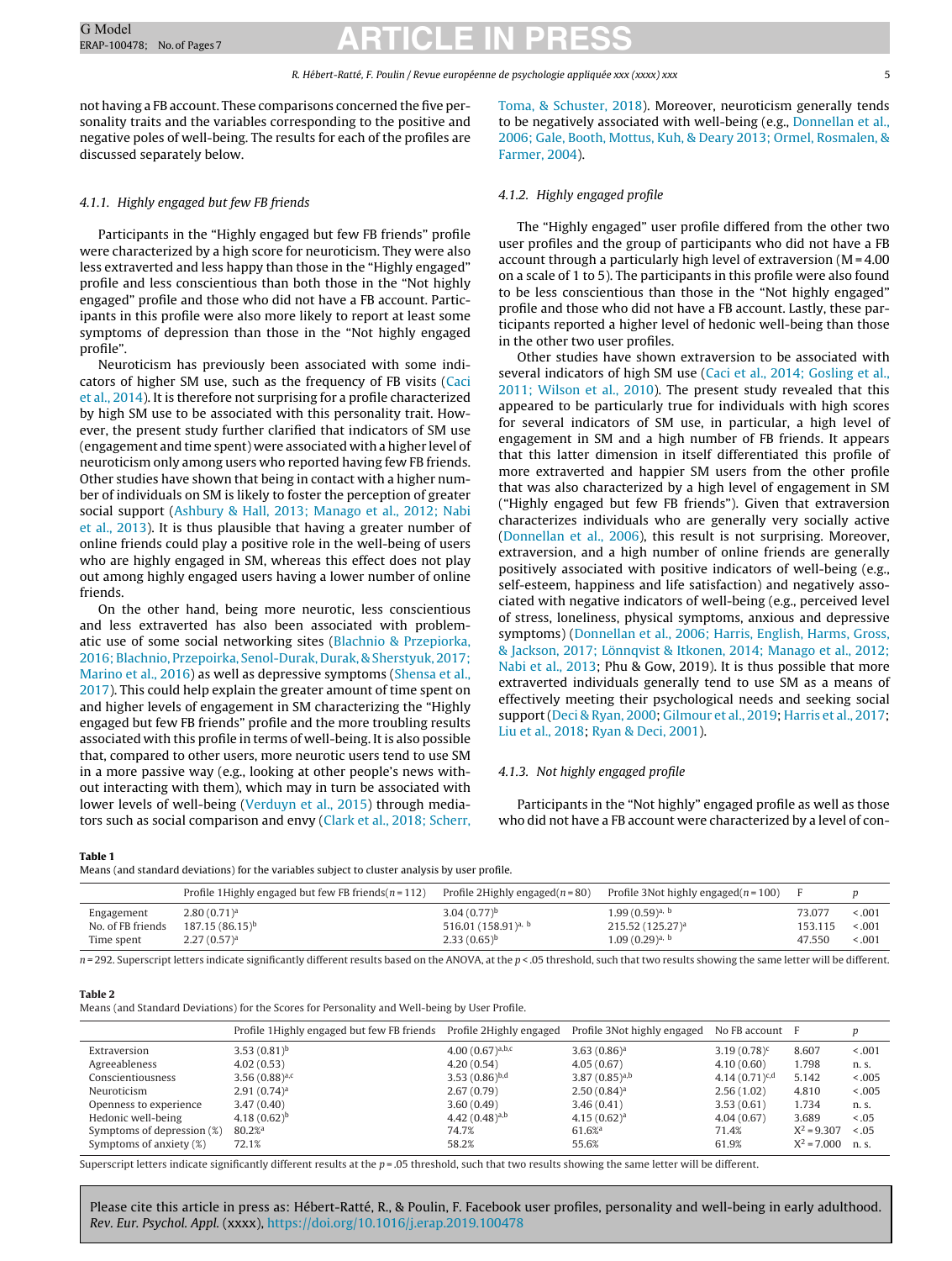not having a FB account. These comparisons concerned the five personality traits and the variables corresponding to the positive and negative poles of well-being. The results for each of the profiles are discussed separately below.

#### 4.1.1. Highly engaged but few FB friends

Participants in the "Highly engaged but few FB friends" profile were characterized by a high score for neuroticism. They were also less extraverted and less happy than those in the "Highly engaged" profile and less conscientious than both those in the "Not highly engaged" profile and those who did not have a FB account. Participants in this profile were also more likely to report at least some symptoms of depression than those in the "Not highly engaged profile".

Neuroticism has previously been associated with some indicators of higher SM use, such as the frequency of FB visits (Caci et al., 2014). It is therefore not surprising for a profile characterized by high SM use to be associated with this personality trait. However, the present study further clarified that indicators of SM use (engagement and time spent) were associated with a higher level of neuroticism only among users who reported having few FB friends. Other studies have shown that being in contact with a higher number of individuals on SM is likely to foster the perception of greater social support (Ashbury & Hall, 2013; Manago et al., 2012; Nabi et al., 2013). It is thus plausible that having a greater number of online friends could play a positive role in the well-being of users who are highly engaged in SM, whereas this effect does not play out among highly engaged users having a lower number of online friends.

On the other hand, being more neurotic, less conscientious and less extraverted has also been associated with problematic use of some social networking sites (Blachnio & Przepiorka, 2016; Blachnio, Przepiorka, Senol-Durak, Durak, & Sherstyuk, 2017; Marino et al., 2016) as well as depressive symptoms (Shensa et al., 2017). This could help explain the greater amount of time spent on and higher levels of engagement in SM characterizing the "Highly engaged but few FB friends" profile and the more troubling results associated with this profile in terms of well-being. It is also possible that, compared to other users, more neurotic users tend to use SM in a more passive way (e.g., looking at other people's news without interacting with them), which may in turn be associated with lower levels of well-being (Verduyn et al., 2015) through mediators such as social comparison and envy (Clark et al., 2018; Scherr, Toma, & Schuster, 2018). Moreover, neuroticism generally tends to be negatively associated with well-being (e.g., Donnellan et al., 2006; Gale, Booth, Mottus, Kuh, & Deary 2013; Ormel, Rosmalen, & Farmer, 2004).

#### 4.1.2. Highly engaged profile

The "Highly engaged" user profile differed from the other two user profiles and the group of participants who did not have a FB account through a particularly high level of extraversion (M = 4.00 on a scale of 1 to 5). The participants in this profile were also found to be less conscientious than those in the "Not highly engaged" profile and those who did not have a FB account. Lastly, these participants reported a higher level of hedonic well-being than those in the other two user profiles.

Other studies have shown extraversion to be associated with several indicators of high SM use (Caci et al., 2014; Gosling et al., 2011; Wilson et al., 2010). The present study revealed that this appeared to be particularly true for individuals with high scores for several indicators of SM use, in particular, a high level of engagement in SM and a high number of FB friends. It appears that this latter dimension in itself differentiated this profile of more extraverted and happier SM users from the other profile that was also characterized by a high level of engagement in SM ("Highly engaged but few FB friends"). Given that extraversion characterizes individuals who are generally very socially active (Donnellan et al., 2006), this result is not surprising. Moreover, extraversion, and a high number of online friends are generally positively associated with positive indicators of well-being (e.g., self-esteem, happiness and life satisfaction) and negatively associated with negative indicators of well-being (e.g., perceived level of stress, loneliness, physical symptoms, anxious and depressive symptoms) (Donnellan et al., 2006; Harris, English, Harms, Gross, & Jackson, 2017; Lönnqvist & Itkonen, 2014; Manago et al., 2012; Nabi et al., 2013; Phu & Gow, 2019). It is thus possible that more extraverted individuals generally tend to use SM as a means of effectively meeting their psychological needs and seeking social support (Deci & Ryan, 2000; Gilmour et al., 2019; Harris et al., 2017; Liu et al., 2018; Ryan & Deci, 2001).

#### 4.1.3. Not highly engaged profile

Participants in the "Not highly" engaged profile as well as those who did not have a FB account were characterized by a level of con-

**Table 1**
Means (and standard deviations) for the variables subject to cluster analysis by user profile.

| | Profile 1Highly engaged but few FB friends($n$ = 112) | Profile 2Highly engaged($n$ = 80) | Profile 3Not highly engaged($n$ = 100) | F | p |
|---|---|---|---|---|---|
| Engagement | 2.80 (0.71)[a] | 3.04 (0.77)[b] | 1.99 (0.59)[a, b] | 73.077 | <.001 |
| No. of FB friends | 187.15 (86.15)[b] | 516.01 (158.91)[a, b] | 215.52 (125.27)[a] | 153.115 | <.001 |
| Time spent | 2.27 (0.57)[a] | 2.33 (0.65)[b] | 1.09 (0.29)[a, b] | 47.550 | <.001 |

$n$ = 292. Superscript letters indicate significantly different results based on the ANOVA, at the $p$ < .05 threshold, such that two results showing the same letter will be different.

**Table 2**
Means (and Standard Deviations) for the Scores for Personality and Well-being by User Profile.

| | Profile 1Highly engaged but few FB friends | Profile 2Highly engaged | Profile 3Not highly engaged | No FB account | F | p |
|---|---|---|---|---|---|---|
| Extraversion | 3.53 (0.81)[b] | 4.00 (0.67)[a,b,c] | 3.63 (0.86)[a] | 3.19 (0.78)[c] | 8.607 | <.001 |
| Agreeableness | 4.02 (0.53) | 4.20 (0.54) | 4.05 (0.67) | 4.10 (0.60) | 1.798 | n. s. |
| Conscientiousness | 3.56 (0.88)[a,c] | 3.53 (0.86)[b,d] | 3.87 (0.85)[a,b] | 4.14 (0.71)[c,d] | 5.142 | <.005 |
| Neuroticism | 2.91 (0.74)[a] | 2.67 (0.79) | 2.50 (0.84)[a] | 2.56 (1.02) | 4.810 | <.005 |
| Openness to experience | 3.47 (0.40) | 3.60 (0.49) | 3.46 (0.41) | 3.53 (0.61) | 1.734 | n. s. |
| Hedonic well-being | 4.18 (0.62)[b] | 4.42 (0.48)[a,b] | 4.15 (0.62)[a] | 4.04 (0.67) | 3.689 | <.05 |
| Symptoms of depression (%) | 80.2%[a] | 74.7% | 61.6%[a] | 71.4% | $X^2$ = 9.307 | <.05 |
| Symptoms of anxiety (%) | 72.1% | 58.2% | 55.6% | 61.9% | $X^2$ = 7.000 | n. s. |

Superscript letters indicate significantly different results at the $p$ = .05 threshold, such that two results showing the same letter will be different.

Please cite this article in press as: Hébert-Ratté, R., & Poulin, F. Facebook user profiles, personality and well-being in early adulthood. *Rev. Eur. Psychol. Appl.* (xxxx), https://doi.org/10.1016/j.erap.2019.100478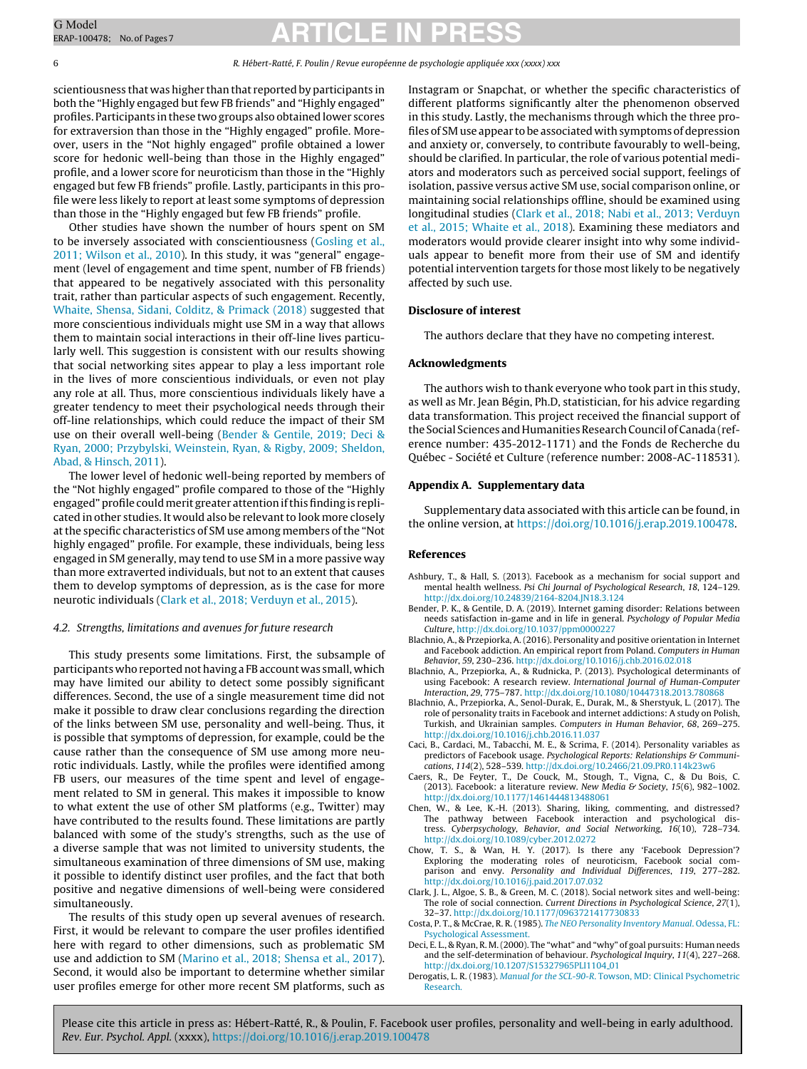scientiousness that was higher than that reported by participants in both the "Highly engaged but few FB friends" and "Highly engaged" profiles. Participants in these two groups also obtained lower scores for extraversion than those in the "Highly engaged" profile. Moreover, users in the "Not highly engaged" profile obtained a lower score for hedonic well-being than those in the Highly engaged" profile, and a lower score for neuroticism than those in the "Highly engaged but few FB friends" profile. Lastly, participants in this profile were less likely to report at least some symptoms of depression than those in the "Highly engaged but few FB friends" profile.

Other studies have shown the number of hours spent on SM to be inversely associated with conscientiousness (Gosling et al., 2011; Wilson et al., 2010). In this study, it was "general" engagement (level of engagement and time spent, number of FB friends) that appeared to be negatively associated with this personality trait, rather than particular aspects of such engagement. Recently, Whaite, Shensa, Sidani, Colditz, & Primack (2018) suggested that more conscientious individuals might use SM in a way that allows them to maintain social interactions in their off-line lives particularly well. This suggestion is consistent with our results showing that social networking sites appear to play a less important role in the lives of more conscientious individuals, or even not play any role at all. Thus, more conscientious individuals likely have a greater tendency to meet their psychological needs through their off-line relationships, which could reduce the impact of their SM use on their overall well-being (Bender & Gentile, 2019; Deci & Ryan, 2000; Przybylski, Weinstein, Ryan, & Rigby, 2009; Sheldon, Abad, & Hinsch, 2011).

The lower level of hedonic well-being reported by members of the "Not highly engaged" profile compared to those of the "Highly engaged" profile could merit greater attention if this finding is replicated in other studies. It would also be relevant to look more closely at the specific characteristics of SM use among members of the "Not highly engaged" profile. For example, these individuals, being less engaged in SM generally, may tend to use SM in a more passive way than more extraverted individuals, but not to an extent that causes them to develop symptoms of depression, as is the case for more neurotic individuals (Clark et al., 2018; Verduyn et al., 2015).

### 4.2. Strengths, limitations and avenues for future research

This study presents some limitations. First, the subsample of participants who reported not having a FB account was small, which may have limited our ability to detect some possibly significant differences. Second, the use of a single measurement time did not make it possible to draw clear conclusions regarding the direction of the links between SM use, personality and well-being. Thus, it is possible that symptoms of depression, for example, could be the cause rather than the consequence of SM use among more neurotic individuals. Lastly, while the profiles were identified among FB users, our measures of the time spent and level of engagement related to SM in general. This makes it impossible to know to what extent the use of other SM platforms (e.g., Twitter) may have contributed to the results found. These limitations are partly balanced with some of the study's strengths, such as the use of a diverse sample that was not limited to university students, the simultaneous examination of three dimensions of SM use, making it possible to identify distinct user profiles, and the fact that both positive and negative dimensions of well-being were considered simultaneously.

The results of this study open up several avenues of research. First, it would be relevant to compare the user profiles identified here with regard to other dimensions, such as problematic SM use and addiction to SM (Marino et al., 2018; Shensa et al., 2017). Second, it would also be important to determine whether similar user profiles emerge for other more recent SM platforms, such as Instagram or Snapchat, or whether the specific characteristics of different platforms significantly alter the phenomenon observed in this study. Lastly, the mechanisms through which the three profiles of SM use appear to be associated with symptoms of depression and anxiety or, conversely, to contribute favourably to well-being, should be clarified. In particular, the role of various potential mediators and moderators such as perceived social support, feelings of isolation, passive versus active SM use, social comparison online, or maintaining social relationships offline, should be examined using longitudinal studies (Clark et al., 2018; Nabi et al., 2013; Verduyn et al., 2015; Whaite et al., 2018). Examining these mediators and moderators would provide clearer insight into why some individuals appear to benefit more from their use of SM and identify potential intervention targets for those most likely to be negatively affected by such use.

## Disclosure of interest

The authors declare that they have no competing interest.

## Acknowledgments

The authors wish to thank everyone who took part in this study, as well as Mr. Jean Bégin, Ph.D, statistician, for his advice regarding data transformation. This project received the financial support of the Social Sciences and Humanities Research Council of Canada (reference number: 435-2012-1171) and the Fonds de Recherche du Québec - Société et Culture (reference number: 2008-AC-118531).

## Appendix A. Supplementary data

Supplementary data associated with this article can be found, in the online version, at https://doi.org/10.1016/j.erap.2019.100478.

## References

Ashbury, T., & Hall, S. (2013). Facebook as a mechanism for social support and mental health wellness. *Psi Chi Journal of Psychological Research*, *18*, 124–129. http://dx.doi.org/10.24839/2164-8204.JN18.3.124

Bender, P. K., & Gentile, D. A. (2019). Internet gaming disorder: Relations between needs satisfaction in-game and in life in general. *Psychology of Popular Media Culture*, http://dx.doi.org/10.1037/ppm0000227

Blachnio, A., & Przepiorka, A. (2016). Personality and positive orientation in Internet and Facebook addiction. An empirical report from Poland. *Computers in Human Behavior*, *59*, 230–236. http://dx.doi.org/10.1016/j.chb.2016.02.018

Blachnio, A., Przepiorka, A., & Rudnicka, P. (2013). Psychological determinants of using Facebook: A research review. *International Journal of Human-Computer Interaction*, *29*, 775–787. http://dx.doi.org/10.1080/10447318.2013.780868

Blachnio, A., Przepiorka, A., Senol-Durak, E., Durak, M., & Sherstyuk, L. (2017). The role of personality traits in Facebook and internet addictions: A study on Polish, Turkish, and Ukrainian samples. *Computers in Human Behavior*, *68*, 269–275. http://dx.doi.org/10.1016/j.chb.2016.11.037

Caci, B., Cardaci, M., Tabacchi, M. E., & Scrima, F. (2014). Personality variables as predictors of Facebook usage. *Psychological Reports: Relationships & Communications*, *114*(2), 528–539. http://dx.doi.org/10.2466/21.09.PR0.114k23w6

Caers, R., De Feyter, T., De Couck, M., Stough, T., Vigna, C., & Du Bois, C. (2013). Facebook: a literature review. *New Media & Society*, *15*(6), 982–1002. http://dx.doi.org/10.1177/1461444813488061

Chen, W., & Lee, K.-H. (2013). Sharing, liking, commenting, and distressed? The pathway between Facebook interaction and psychological distress. *Cyberpsychology, Behavior, and Social Networking*, *16*(10), 728–734. http://dx.doi.org/10.1089/cyber.2012.0272

Chow, T. S., & Wan, H. Y. (2017). Is there any 'Facebook Depression'? Exploring the moderating roles of neuroticism, Facebook social comparison and envy. *Personality and Individual Differences*, *119*, 277–282. http://dx.doi.org/10.1016/j.paid.2017.07.032

Clark, J. L., Algoe, S. B., & Green, M. C. (2018). Social network sites and well-being: The role of social connection. *Current Directions in Psychological Science*, *27*(1), 32–37. http://dx.doi.org/10.1177/0963721417730833

Costa, P. T., & McCrae, R. R. (1985). *The NEO Personality Inventory Manual*. Odessa, FL: Psychological Assessment.

Deci, E. L., & Ryan, R. M. (2000). The "what" and "why" of goal pursuits: Human needs and the self-determination of behaviour. *Psychological Inquiry*, *11*(4), 227–268. http://dx.doi.org/10.1207/S15327965PLI1104_01

Derogatis, L. R. (1983). *Manual for the SCL-90-R*. Towson, MD: Clinical Psychometric Research.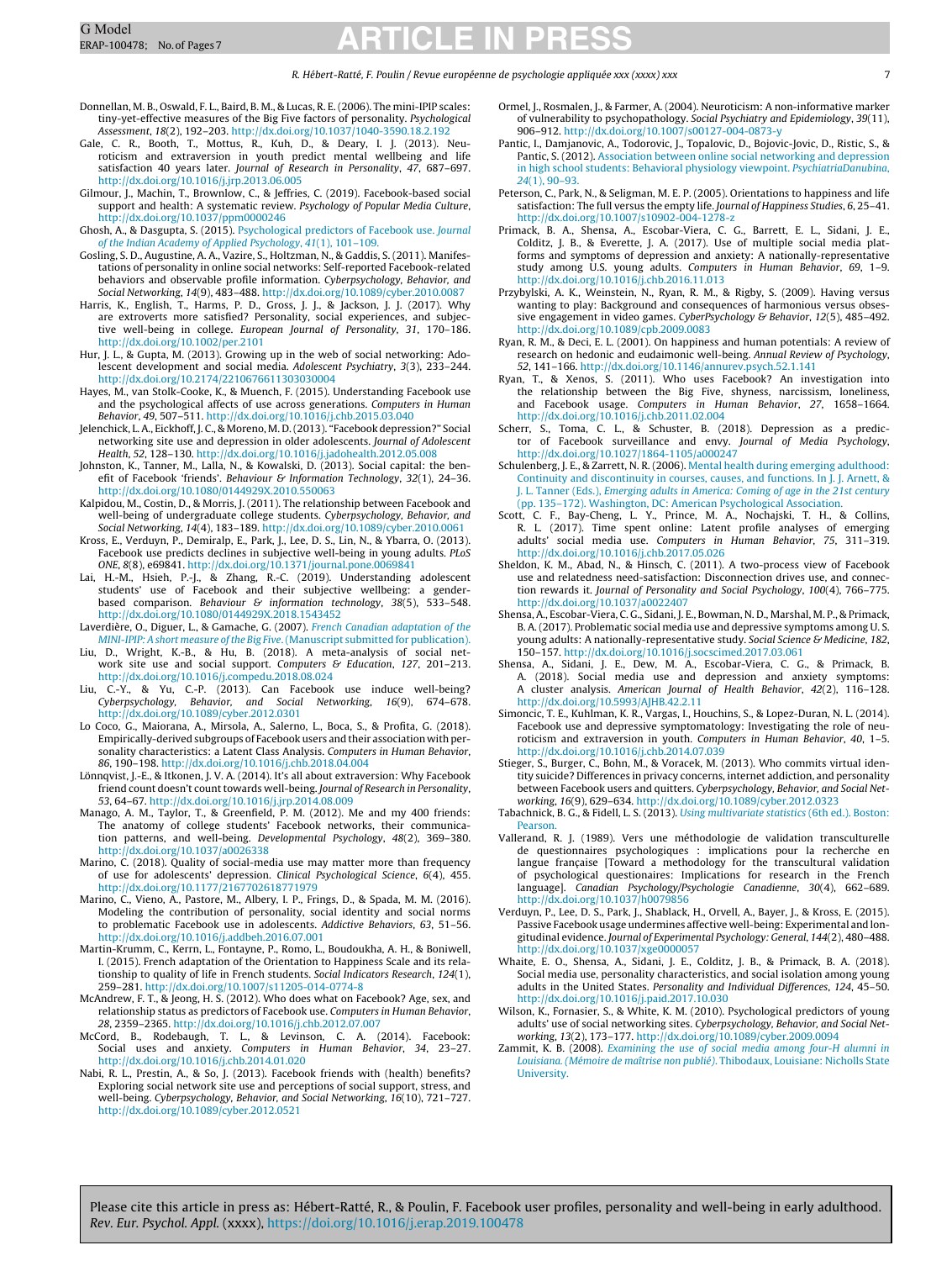Donnellan, M. B., Oswald, F. L., Baird, B. M., & Lucas, R. E. (2006). The mini-IPIP scales: tiny-yet-effective measures of the Big Five factors of personality. *Psychological Assessment*, *18*(2), 192–203. http://dx.doi.org/10.1037/1040-3590.18.2.192

Gale, C. R., Booth, T., Mottus, R., Kuh, D., & Deary, I. J. (2013). Neuroticism and extraversion in youth predict mental wellbeing and life satisfaction 40 years later. *Journal of Research in Personality*, *47*, 687–697. http://dx.doi.org/10.1016/j.jrp.2013.06.005

Gilmour, J., Machin, T., Brownlow, C., & Jeffries, C. (2019). Facebook-based social support and health: A systematic review. *Psychology of Popular Media Culture*, http://dx.doi.org/10.1037/ppm0000246

Ghosh, A., & Dasgupta, S. (2015). Psychological predictors of Facebook use. *Journal of the Indian Academy of Applied Psychology*, *41*(1), 101–109.

Gosling, S. D., Augustine, A. A., Vazire, S., Holtzman, N., & Gaddis, S. (2011). Manifestations of personality in online social networks: Self-reported Facebook-related behaviors and observable profile information. *Cyberpsychology, Behavior, and Social Networking*, *14*(9), 483–488. http://dx.doi.org/10.1089/cyber.2010.0087

Harris, K., English, T., Harms, P. D., Gross, J. J., & Jackson, J. J. (2017). Why are extroverts more satisfied? Personality, social experiences, and subjective well-being in college. *European Journal of Personality*, *31*, 170–186. http://dx.doi.org/10.1002/per.2101

Hur, J. L., & Gupta, M. (2013). Growing up in the web of social networking: Adolescent development and social media. *Adolescent Psychiatry*, *3*(3), 233–244. http://dx.doi.org/10.2174/2210676611303030004

Hayes, M., van Stolk-Cooke, K., & Muench, F. (2015). Understanding Facebook use and the psychological affects of use across generations. *Computers in Human Behavior*, *49*, 507–511. http://dx.doi.org/10.1016/j.chb.2015.03.040

Jelenchick, L. A., Eickhoff, J. C., & Moreno, M. D. (2013). "Facebook depression?" Social networking site use and depression in older adolescents. *Journal of Adolescent Health*, *52*, 128–130. http://dx.doi.org/10.1016/j.jadohealth.2012.05.008

Johnston, K., Tanner, M., Lalla, N., & Kowalski, D. (2013). Social capital: the benefit of Facebook 'friends'. *Behaviour & Information Technology*, *32*(1), 24–36. http://dx.doi.org/10.1080/0144929X.2010.550063

Kalpidou, M., Costin, D., & Morris, J. (2011). The relationship between Facebook and well-being of undergraduate college students. *Cyberpsychology, Behavior, and Social Networking*, *14*(4), 183–189. http://dx.doi.org/10.1089/cyber.2010.0061

Kross, E., Verduyn, P., Demiralp, E., Park, J., Lee, D. S., Lin, N., & Ybarra, O. (2013). Facebook use predicts declines in subjective well-being in young adults. *PLoS ONE*, *8*(8), e69841. http://dx.doi.org/10.1371/journal.pone.0069841

Lai, H.-M., Hsieh, P.-J., & Zhang, R.-C. (2019). Understanding adolescent students' use of Facebook and their subjective wellbeing: a gender-based comparison. *Behaviour & information technology*, *38*(5), 533–548. http://dx.doi.org/10.1080/0144929X.2018.1543452

Laverdière, O., Diguer, L., & Gamache, G. (2007). *French Canadian adaptation of the MINI-IPIP: A short measure of the Big Five*. (Manuscript submitted for publication).

Liu, D., Wright, K.-B., & Hu, B. (2018). A meta-analysis of social network site use and social support. *Computers & Education*, *127*, 201–213. http://dx.doi.org/10.1016/j.compedu.2018.08.024

Liu, C.-Y., & Yu, C.-P. (2013). Can Facebook use induce well-being? *Cyberpsychology, Behavior, and Social Networking*, *16*(9), 674–678. http://dx.doi.org/10.1089/cyber.2012.0301

Lo Coco, G., Maiorana, A., Mirsola, A., Salerno, L., Boca, S., & Profita, G. (2018). Empirically-derived subgroups of Facebook users and their association with personality characteristics: a Latent Class Analysis. *Computers in Human Behavior*, *86*, 190–198. http://dx.doi.org/10.1016/j.chb.2018.04.004

Lönnqvist, J.-E., & Itkonen, J. V. A. (2014). It's all about extraversion: Why Facebook friend count doesn't count towards well-being. *Journal of Research in Personality*, *53*, 64–67. http://dx.doi.org/10.1016/j.jrp.2014.08.009

Manago, A. M., Taylor, T., & Greenfield, P. M. (2012). Me and my 400 friends: The anatomy of college students' Facebook networks, their communication patterns, and well-being. *Developmental Psychology*, *48*(2), 369–380. http://dx.doi.org/10.1037/a0026338

Marino, C. (2018). Quality of social-media use may matter more than frequency of use for adolescents' depression. *Clinical Psychological Science*, *6*(4), 455. http://dx.doi.org/10.1177/2167702618771979

Marino, C., Vieno, A., Pastore, M., Albery, I. P., Frings, D., & Spada, M. M. (2016). Modeling the contribution of personality, social identity and social norms to problematic Facebook use in adolescents. *Addictive Behaviors*, *63*, 51–56. http://dx.doi.org/10.1016/j.addbeh.2016.07.001

Martin-Krumm, C., Kerrn, L., Fontayne, P., Romo, L., Boudoukha, A. H., & Boniwell, I. (2015). French adaptation of the Orientation to Happiness Scale and its relationship to quality of life in French students. *Social Indicators Research*, *124*(1), 259–281. http://dx.doi.org/10.1007/s11205-014-0774-8

McAndrew, F. T., & Jeong, H. S. (2012). Who does what on Facebook? Age, sex, and relationship status as predictors of Facebook use. *Computers in Human Behavior*, *28*, 2359–2365. http://dx.doi.org/10.1016/j.chb.2012.07.007

McCord, B., Rodebaugh, T. L., & Levinson, C. A. (2014). Facebook: Social uses and anxiety. *Computers in Human Behavior*, *34*, 23–27. http://dx.doi.org/10.1016/j.chb.2014.01.020

Nabi, R. L., Prestin, A., & So, J. (2013). Facebook friends with (health) benefits? Exploring social network site use and perceptions of social support, stress, and well-being. *Cyberpsychology, Behavior, and Social Networking*, *16*(10), 721–727. http://dx.doi.org/10.1089/cyber.2012.0521

Ormel, J., Rosmalen, J., & Farmer, A. (2004). Neuroticism: A non-informative marker of vulnerability to psychopathology. *Social Psychiatry and Epidemiology*, *39*(11), 906–912. http://dx.doi.org/10.1007/s00127-004-0873-y

Pantic, I., Damjanovic, A., Todorovic, J., Topalovic, D., Bojovic-Jovic, D., Ristic, S., & Pantic, S. (2012). Association between online social networking and depression in high school students: Behavioral physiology viewpoint. *PsychiatriaDanubina*, *24*(1), 90–93.

Peterson, C., Park, N., & Seligman, M. E. P. (2005). Orientations to happiness and life satisfaction: The full versus the empty life. *Journal of Happiness Studies*, *6*, 25–41. http://dx.doi.org/10.1007/s10902-004-1278-z

Primack, B. A., Shensa, A., Escobar-Viera, C. G., Barrett, E. L., Sidani, J. E., Colditz, J. B., & Everette, J. A. (2017). Use of multiple social media platforms and symptoms of depression and anxiety: A nationally-representative study among U.S. young adults. *Computers in Human Behavior*, *69*, 1–9. http://dx.doi.org/10.1016/j.chb.2016.11.013

Przybylski, A. K., Weinstein, N., Ryan, R. M., & Rigby, S. (2009). Having versus wanting to play: Background and consequences of harmonious versus obsessive engagement in video games. *CyberPsychology & Behavior*, *12*(5), 485–492. http://dx.doi.org/10.1089/cpb.2009.0083

Ryan, R. M., & Deci, E. L. (2001). On happiness and human potentials: A review of research on hedonic and eudaimonic well-being. *Annual Review of Psychology*, *52*, 141–166. http://dx.doi.org/10.1146/annurev.psych.52.1.141

Ryan, T., & Xenos, S. (2011). Who uses Facebook? An investigation into the relationship between the Big Five, shyness, narcissism, loneliness, and Facebook usage. *Computers in Human Behavior*, *27*, 1658–1664. http://dx.doi.org/10.1016/j.chb.2011.02.004

Scherr, S., Toma, C. L., & Schuster, B. (2018). Depression as a predictor of Facebook surveillance and envy. *Journal of Media Psychology*, http://dx.doi.org/10.1027/1864-1105/a000247

Schulenberg, J. E., & Zarrett, N. R. (2006). Mental health during emerging adulthood: Continuity and discontinuity in courses, causes, and functions. In J. J. Arnett, & J. L. Tanner (Eds.), *Emerging adults in America: Coming of age in the 21st century* (pp. 135–172). Washington, DC: American Psychological Association.

Scott, C. F., Bay-Cheng, L. Y., Prince, M. A., Nochajski, T. H., & Collins, R. L. (2017). Time spent online: Latent profile analyses of emerging adults' social media use. *Computers in Human Behavior*, *75*, 311–319. http://dx.doi.org/10.1016/j.chb.2017.05.026

Sheldon, K. M., Abad, N., & Hinsch, C. (2011). A two-process view of Facebook use and relatedness need-satisfaction: Disconnection drives use, and connection rewards it. *Journal of Personality and Social Psychology*, *100*(4), 766–775. http://dx.doi.org/10.1037/a0022407

Shensa, A., Escobar-Viera, C. G., Sidani, J. E., Bowman, N. D., Marshal, M. P., & Primack, B. A. (2017). Problematic social media use and depressive symptoms among U. S. young adults: A nationally-representative study. *Social Science & Medicine*, *182*, 150–157. http://dx.doi.org/10.1016/j.socscimed.2017.03.061

Shensa, A., Sidani, J. E., Dew, M. A., Escobar-Viera, C. G., & Primack, B. A. (2018). Social media use and depression and anxiety symptoms: A cluster analysis. *American Journal of Health Behavior*, *42*(2), 116–128. http://dx.doi.org/10.5993/AJHB.42.2.11

Simoncic, T. E., Kuhlman, K. R., Vargas, I., Houchins, S., & Lopez-Duran, N. L. (2014). Facebook use and depressive symptomatology: Investigating the role of neuroticism and extraversion in youth. *Computers in Human Behavior*, *40*, 1–5. http://dx.doi.org/10.1016/j.chb.2014.07.039

Stieger, S., Burger, C., Bohn, M., & Voracek, M. (2013). Who commits virtual identity suicide? Differences in privacy concerns, internet addiction, and personality between Facebook users and quitters. *Cyberpsychology, Behavior, and Social Networking*, *16*(9), 629–634. http://dx.doi.org/10.1089/cyber.2012.0323

Tabachnick, B. G., & Fidell, L. S. (2013). *Using multivariate statistics* (6th ed.). Boston: Pearson.

Vallerand, R. J. (1989). Vers une méthodologie de validation transculturelle de questionnaires psychologiques : implications pour la recherche en langue française [Toward a methodology for the transcultural validation of psychological questionaires: Implications for research in the French language]. *Canadian Psychology/Psychologie Canadienne*, *30*(4), 662–689. http://dx.doi.org/10.1037/h0079856

Verduyn, P., Lee, D. S., Park, J., Shablack, H., Orvell, A., Bayer, J., & Kross, E. (2015). Passive Facebook usage undermines affective well-being: Experimental and longitudinal evidence. *Journal of Experimental Psychology: General*, *144*(2), 480–488. http://dx.doi.org/10.1037/xge0000057

Whaite, E. O., Shensa, A., Sidani, J. E., Colditz, J. B., & Primack, B. A. (2018). Social media use, personality characteristics, and social isolation among young adults in the United States. *Personality and Individual Differences*, *124*, 45–50. http://dx.doi.org/10.1016/j.paid.2017.10.030

Wilson, K., Fornasier, S., & White, K. M. (2010). Psychological predictors of young adults' use of social networking sites. *Cyberpsychology, Behavior, and Social Networking*, *13*(2), 173–177. http://dx.doi.org/10.1089/cyber.2009.0094

Zammit, K. B. (2008). *Examining the use of social media among four-H alumni in Louisiana. (Mémoire de maîtrise non publié)*. Thibodaux, Louisiane: Nicholls State University.